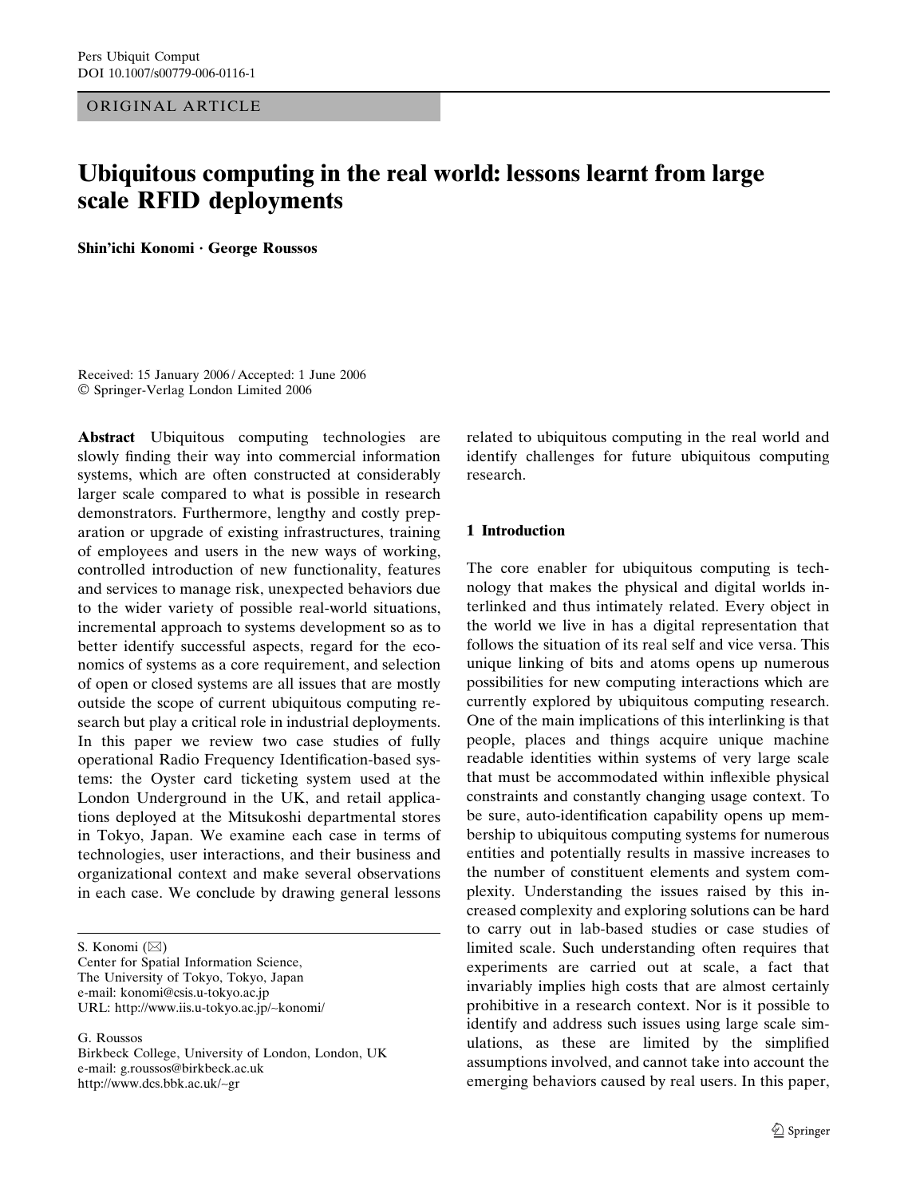ORIGINAL ARTICLE

# Ubiquitous computing in the real world: lessons learnt from large scale RFID deployments

**Shin'ichi Konomi · George Roussos**

Received: 15 January 2006 / Accepted: 1 June 2006
© Springer-Verlag London Limited 2006

**Abstract** Ubiquitous computing technologies are slowly finding their way into commercial information systems, which are often constructed at considerably larger scale compared to what is possible in research demonstrators. Furthermore, lengthy and costly preparation or upgrade of existing infrastructures, training of employees and users in the new ways of working, controlled introduction of new functionality, features and services to manage risk, unexpected behaviors due to the wider variety of possible real-world situations, incremental approach to systems development so as to better identify successful aspects, regard for the economics of systems as a core requirement, and selection of open or closed systems are all issues that are mostly outside the scope of current ubiquitous computing research but play a critical role in industrial deployments. In this paper we review two case studies of fully operational Radio Frequency Identification-based systems: the Oyster card ticketing system used at the London Underground in the UK, and retail applications deployed at the Mitsukoshi departmental stores in Tokyo, Japan. We examine each case in terms of technologies, user interactions, and their business and organizational context and make several observations in each case. We conclude by drawing general lessons related to ubiquitous computing in the real world and identify challenges for future ubiquitous computing research.

S. Konomi (✉)
Center for Spatial Information Science,
The University of Tokyo, Tokyo, Japan
e-mail: konomi@csis.u-tokyo.ac.jp
URL: http://www.iis.u-tokyo.ac.jp/~konomi/

G. Roussos
Birkbeck College, University of London, London, UK
e-mail: g.roussos@birkbeck.ac.uk
http://www.dcs.bbk.ac.uk/~gr

## 1 Introduction

The core enabler for ubiquitous computing is technology that makes the physical and digital worlds interlinked and thus intimately related. Every object in the world we live in has a digital representation that follows the situation of its real self and vice versa. This unique linking of bits and atoms opens up numerous possibilities for new computing interactions which are currently explored by ubiquitous computing research. One of the main implications of this interlinking is that people, places and things acquire unique machine readable identities within systems of very large scale that must be accommodated within inflexible physical constraints and constantly changing usage context. To be sure, auto-identification capability opens up membership to ubiquitous computing systems for numerous entities and potentially results in massive increases to the number of constituent elements and system complexity. Understanding the issues raised by this increased complexity and exploring solutions can be hard to carry out in lab-based studies or case studies of limited scale. Such understanding often requires that experiments are carried out at scale, a fact that invariably implies high costs that are almost certainly prohibitive in a research context. Nor is it possible to identify and address such issues using large scale simulations, as these are limited by the simplified assumptions involved, and cannot take into account the emerging behaviors caused by real users. In this paper,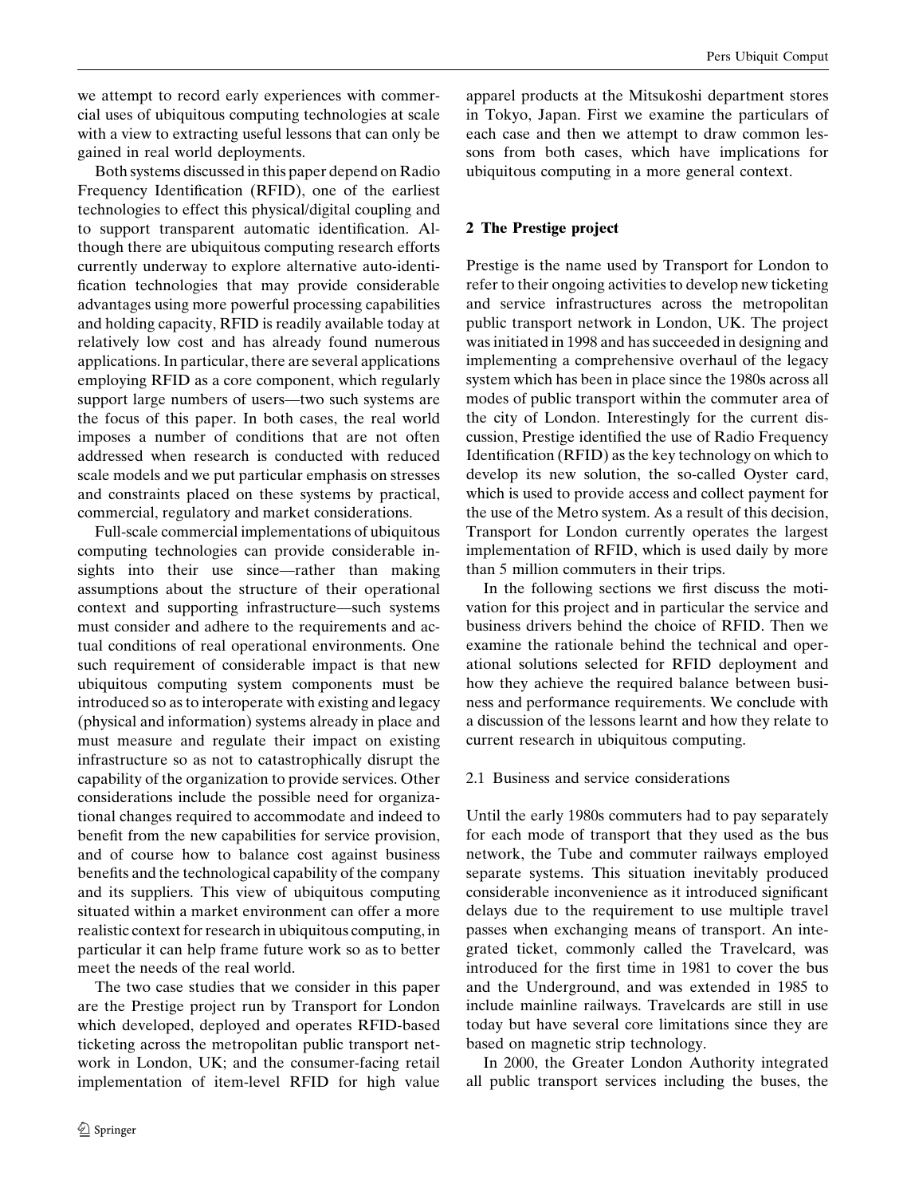we attempt to record early experiences with commercial uses of ubiquitous computing technologies at scale with a view to extracting useful lessons that can only be gained in real world deployments.

Both systems discussed in this paper depend on Radio Frequency Identification (RFID), one of the earliest technologies to effect this physical/digital coupling and to support transparent automatic identification. Although there are ubiquitous computing research efforts currently underway to explore alternative auto-identification technologies that may provide considerable advantages using more powerful processing capabilities and holding capacity, RFID is readily available today at relatively low cost and has already found numerous applications. In particular, there are several applications employing RFID as a core component, which regularly support large numbers of users—two such systems are the focus of this paper. In both cases, the real world imposes a number of conditions that are not often addressed when research is conducted with reduced scale models and we put particular emphasis on stresses and constraints placed on these systems by practical, commercial, regulatory and market considerations.

Full-scale commercial implementations of ubiquitous computing technologies can provide considerable insights into their use since—rather than making assumptions about the structure of their operational context and supporting infrastructure—such systems must consider and adhere to the requirements and actual conditions of real operational environments. One such requirement of considerable impact is that new ubiquitous computing system components must be introduced so as to interoperate with existing and legacy (physical and information) systems already in place and must measure and regulate their impact on existing infrastructure so as not to catastrophically disrupt the capability of the organization to provide services. Other considerations include the possible need for organizational changes required to accommodate and indeed to benefit from the new capabilities for service provision, and of course how to balance cost against business benefits and the technological capability of the company and its suppliers. This view of ubiquitous computing situated within a market environment can offer a more realistic context for research in ubiquitous computing, in particular it can help frame future work so as to better meet the needs of the real world.

The two case studies that we consider in this paper are the Prestige project run by Transport for London which developed, deployed and operates RFID-based ticketing across the metropolitan public transport network in London, UK; and the consumer-facing retail implementation of item-level RFID for high value apparel products at the Mitsukoshi department stores in Tokyo, Japan. First we examine the particulars of each case and then we attempt to draw common lessons from both cases, which have implications for ubiquitous computing in a more general context.

## 2 The Prestige project

Prestige is the name used by Transport for London to refer to their ongoing activities to develop new ticketing and service infrastructures across the metropolitan public transport network in London, UK. The project was initiated in 1998 and has succeeded in designing and implementing a comprehensive overhaul of the legacy system which has been in place since the 1980s across all modes of public transport within the commuter area of the city of London. Interestingly for the current discussion, Prestige identified the use of Radio Frequency Identification (RFID) as the key technology on which to develop its new solution, the so-called Oyster card, which is used to provide access and collect payment for the use of the Metro system. As a result of this decision, Transport for London currently operates the largest implementation of RFID, which is used daily by more than 5 million commuters in their trips.

In the following sections we first discuss the motivation for this project and in particular the service and business drivers behind the choice of RFID. Then we examine the rationale behind the technical and operational solutions selected for RFID deployment and how they achieve the required balance between business and performance requirements. We conclude with a discussion of the lessons learnt and how they relate to current research in ubiquitous computing.

### 2.1 Business and service considerations

Until the early 1980s commuters had to pay separately for each mode of transport that they used as the bus network, the Tube and commuter railways employed separate systems. This situation inevitably produced considerable inconvenience as it introduced significant delays due to the requirement to use multiple travel passes when exchanging means of transport. An integrated ticket, commonly called the Travelcard, was introduced for the first time in 1981 to cover the bus and the Underground, and was extended in 1985 to include mainline railways. Travelcards are still in use today but have several core limitations since they are based on magnetic strip technology.

In 2000, the Greater London Authority integrated all public transport services including the buses, the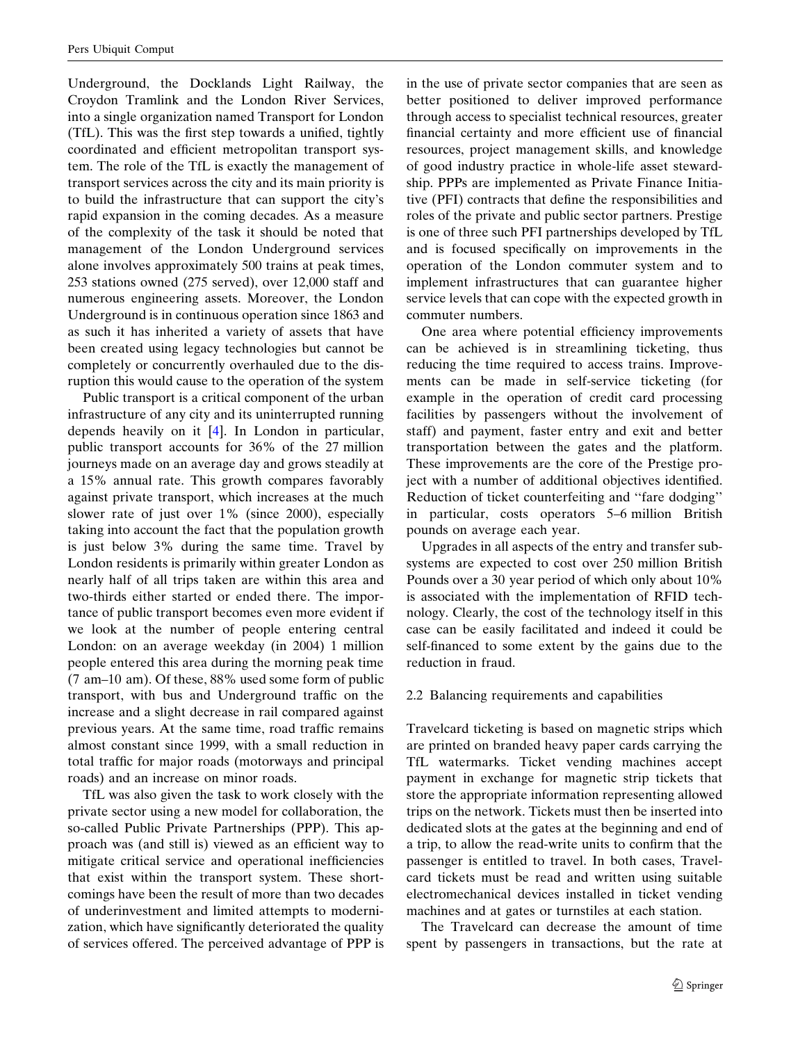Underground, the Docklands Light Railway, the Croydon Tramlink and the London River Services, into a single organization named Transport for London (TfL). This was the first step towards a unified, tightly coordinated and efficient metropolitan transport system. The role of the TfL is exactly the management of transport services across the city and its main priority is to build the infrastructure that can support the city's rapid expansion in the coming decades. As a measure of the complexity of the task it should be noted that management of the London Underground services alone involves approximately 500 trains at peak times, 253 stations owned (275 served), over 12,000 staff and numerous engineering assets. Moreover, the London Underground is in continuous operation since 1863 and as such it has inherited a variety of assets that have been created using legacy technologies but cannot be completely or concurrently overhauled due to the disruption this would cause to the operation of the system

Public transport is a critical component of the urban infrastructure of any city and its uninterrupted running depends heavily on it [4]. In London in particular, public transport accounts for 36% of the 27 million journeys made on an average day and grows steadily at a 15% annual rate. This growth compares favorably against private transport, which increases at the much slower rate of just over 1% (since 2000), especially taking into account the fact that the population growth is just below 3% during the same time. Travel by London residents is primarily within greater London as nearly half of all trips taken are within this area and two-thirds either started or ended there. The importance of public transport becomes even more evident if we look at the number of people entering central London: on an average weekday (in 2004) 1 million people entered this area during the morning peak time (7 am–10 am). Of these, 88% used some form of public transport, with bus and Underground traffic on the increase and a slight decrease in rail compared against previous years. At the same time, road traffic remains almost constant since 1999, with a small reduction in total traffic for major roads (motorways and principal roads) and an increase on minor roads.

TfL was also given the task to work closely with the private sector using a new model for collaboration, the so-called Public Private Partnerships (PPP). This approach was (and still is) viewed as an efficient way to mitigate critical service and operational inefficiencies that exist within the transport system. These shortcomings have been the result of more than two decades of underinvestment and limited attempts to modernization, which have significantly deteriorated the quality of services offered. The perceived advantage of PPP is in the use of private sector companies that are seen as better positioned to deliver improved performance through access to specialist technical resources, greater financial certainty and more efficient use of financial resources, project management skills, and knowledge of good industry practice in whole-life asset stewardship. PPPs are implemented as Private Finance Initiative (PFI) contracts that define the responsibilities and roles of the private and public sector partners. Prestige is one of three such PFI partnerships developed by TfL and is focused specifically on improvements in the operation of the London commuter system and to implement infrastructures that can guarantee higher service levels that can cope with the expected growth in commuter numbers.

One area where potential efficiency improvements can be achieved is in streamlining ticketing, thus reducing the time required to access trains. Improvements can be made in self-service ticketing (for example in the operation of credit card processing facilities by passengers without the involvement of staff) and payment, faster entry and exit and better transportation between the gates and the platform. These improvements are the core of the Prestige project with a number of additional objectives identified. Reduction of ticket counterfeiting and "fare dodging" in particular, costs operators 5–6 million British pounds on average each year.

Upgrades in all aspects of the entry and transfer subsystems are expected to cost over 250 million British Pounds over a 30 year period of which only about 10% is associated with the implementation of RFID technology. Clearly, the cost of the technology itself in this case can be easily facilitated and indeed it could be self-financed to some extent by the gains due to the reduction in fraud.

### 2.2 Balancing requirements and capabilities

Travelcard ticketing is based on magnetic strips which are printed on branded heavy paper cards carrying the TfL watermarks. Ticket vending machines accept payment in exchange for magnetic strip tickets that store the appropriate information representing allowed trips on the network. Tickets must then be inserted into dedicated slots at the gates at the beginning and end of a trip, to allow the read-write units to confirm that the passenger is entitled to travel. In both cases, Travelcard tickets must be read and written using suitable electromechanical devices installed in ticket vending machines and at gates or turnstiles at each station.

The Travelcard can decrease the amount of time spent by passengers in transactions, but the rate at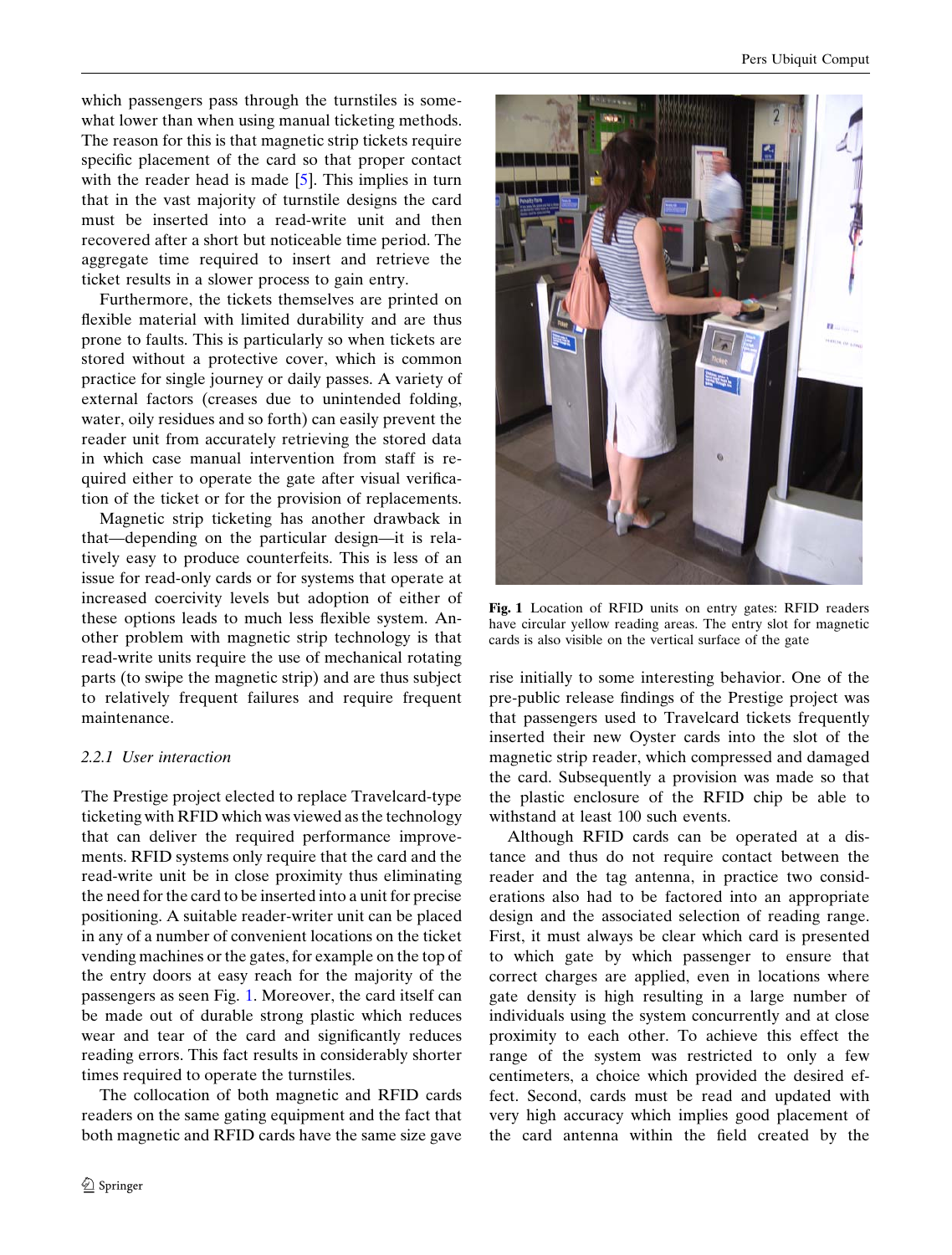which passengers pass through the turnstiles is somewhat lower than when using manual ticketing methods. The reason for this is that magnetic strip tickets require specific placement of the card so that proper contact with the reader head is made [5]. This implies in turn that in the vast majority of turnstile designs the card must be inserted into a read-write unit and then recovered after a short but noticeable time period. The aggregate time required to insert and retrieve the ticket results in a slower process to gain entry.

Furthermore, the tickets themselves are printed on flexible material with limited durability and are thus prone to faults. This is particularly so when tickets are stored without a protective cover, which is common practice for single journey or daily passes. A variety of external factors (creases due to unintended folding, water, oily residues and so forth) can easily prevent the reader unit from accurately retrieving the stored data in which case manual intervention from staff is required either to operate the gate after visual verification of the ticket or for the provision of replacements.

Magnetic strip ticketing has another drawback in that—depending on the particular design—it is relatively easy to produce counterfeits. This is less of an issue for read-only cards or for systems that operate at increased coercivity levels but adoption of either of these options leads to much less flexible system. Another problem with magnetic strip technology is that read-write units require the use of mechanical rotating parts (to swipe the magnetic strip) and are thus subject to relatively frequent failures and require frequent maintenance.

### 2.2.1 User interaction

The Prestige project elected to replace Travelcard-type ticketing with RFID which was viewed as the technology that can deliver the required performance improvements. RFID systems only require that the card and the read-write unit be in close proximity thus eliminating the need for the card to be inserted into a unit for precise positioning. A suitable reader-writer unit can be placed in any of a number of convenient locations on the ticket vending machines or the gates, for example on the top of the entry doors at easy reach for the majority of the passengers as seen Fig. 1. Moreover, the card itself can be made out of durable strong plastic which reduces wear and tear of the card and significantly reduces reading errors. This fact results in considerably shorter times required to operate the turnstiles.

The collocation of both magnetic and RFID cards readers on the same gating equipment and the fact that both magnetic and RFID cards have the same size gave rise initially to some interesting behavior. One of the pre-public release findings of the Prestige project was that passengers used to Travelcard tickets frequently inserted their new Oyster cards into the slot of the magnetic strip reader, which compressed and damaged the card. Subsequently a provision was made so that the plastic enclosure of the RFID chip be able to withstand at least 100 such events.

**Fig. 1** Location of RFID units on entry gates: RFID readers have circular yellow reading areas. The entry slot for magnetic cards is also visible on the vertical surface of the gate

Although RFID cards can be operated at a distance and thus do not require contact between the reader and the tag antenna, in practice two considerations also had to be factored into an appropriate design and the associated selection of reading range. First, it must always be clear which card is presented to which gate by which passenger to ensure that correct charges are applied, even in locations where gate density is high resulting in a large number of individuals using the system concurrently and at close proximity to each other. To achieve this effect the range of the system was restricted to only a few centimeters, a choice which provided the desired effect. Second, cards must be read and updated with very high accuracy which implies good placement of the card antenna within the field created by the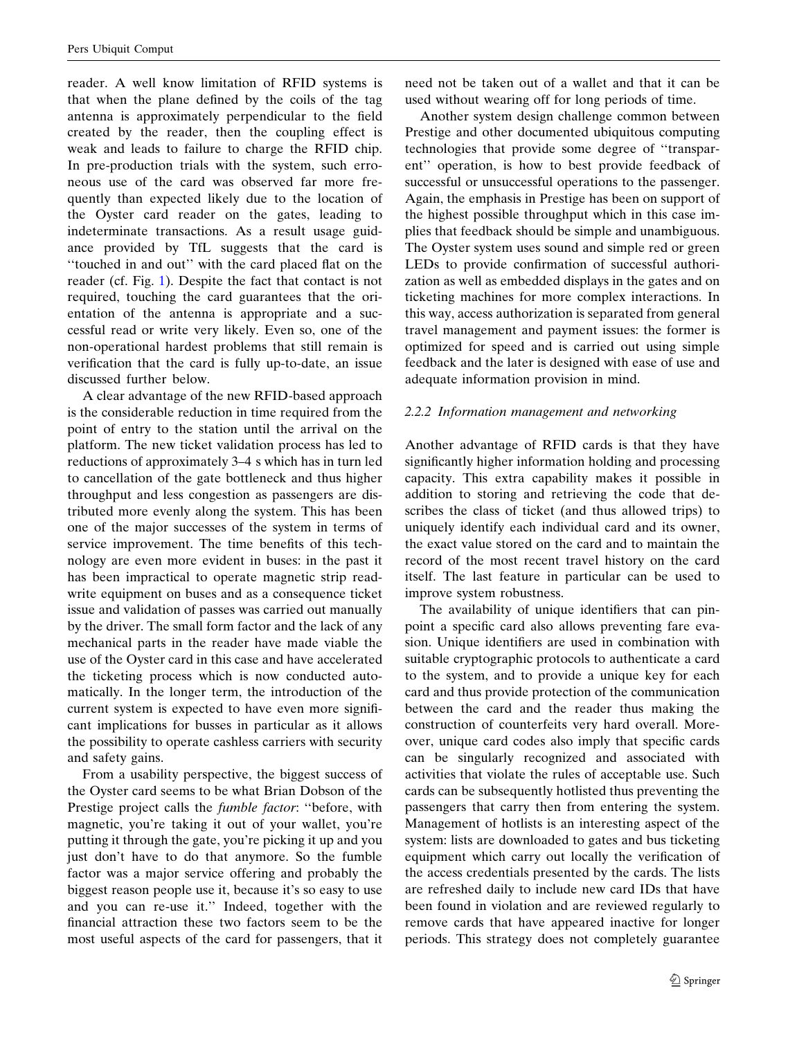reader. A well know limitation of RFID systems is that when the plane defined by the coils of the tag antenna is approximately perpendicular to the field created by the reader, then the coupling effect is weak and leads to failure to charge the RFID chip. In pre-production trials with the system, such erroneous use of the card was observed far more frequently than expected likely due to the location of the Oyster card reader on the gates, leading to indeterminate transactions. As a result usage guidance provided by TfL suggests that the card is ''touched in and out'' with the card placed flat on the reader (cf. Fig. 1). Despite the fact that contact is not required, touching the card guarantees that the orientation of the antenna is appropriate and a successful read or write very likely. Even so, one of the non-operational hardest problems that still remain is verification that the card is fully up-to-date, an issue discussed further below.

A clear advantage of the new RFID-based approach is the considerable reduction in time required from the point of entry to the station until the arrival on the platform. The new ticket validation process has led to reductions of approximately 3–4 s which has in turn led to cancellation of the gate bottleneck and thus higher throughput and less congestion as passengers are distributed more evenly along the system. This has been one of the major successes of the system in terms of service improvement. The time benefits of this technology are even more evident in buses: in the past it has been impractical to operate magnetic strip read-write equipment on buses and as a consequence ticket issue and validation of passes was carried out manually by the driver. The small form factor and the lack of any mechanical parts in the reader have made viable the use of the Oyster card in this case and have accelerated the ticketing process which is now conducted automatically. In the longer term, the introduction of the current system is expected to have even more significant implications for busses in particular as it allows the possibility to operate cashless carriers with security and safety gains.

From a usability perspective, the biggest success of the Oyster card seems to be what Brian Dobson of the Prestige project calls the *fumble factor*: ''before, with magnetic, you're taking it out of your wallet, you're putting it through the gate, you're picking it up and you just don't have to do that anymore. So the fumble factor was a major service offering and probably the biggest reason people use it, because it's so easy to use and you can re-use it.'' Indeed, together with the financial attraction these two factors seem to be the most useful aspects of the card for passengers, that it need not be taken out of a wallet and that it can be used without wearing off for long periods of time.

Another system design challenge common between Prestige and other documented ubiquitous computing technologies that provide some degree of ''transparent'' operation, is how to best provide feedback of successful or unsuccessful operations to the passenger. Again, the emphasis in Prestige has been on support of the highest possible throughput which in this case implies that feedback should be simple and unambiguous. The Oyster system uses sound and simple red or green LEDs to provide confirmation of successful authorization as well as embedded displays in the gates and on ticketing machines for more complex interactions. In this way, access authorization is separated from general travel management and payment issues: the former is optimized for speed and is carried out using simple feedback and the later is designed with ease of use and adequate information provision in mind.

### 2.2.2 Information management and networking

Another advantage of RFID cards is that they have significantly higher information holding and processing capacity. This extra capability makes it possible in addition to storing and retrieving the code that describes the class of ticket (and thus allowed trips) to uniquely identify each individual card and its owner, the exact value stored on the card and to maintain the record of the most recent travel history on the card itself. The last feature in particular can be used to improve system robustness.

The availability of unique identifiers that can pinpoint a specific card also allows preventing fare evasion. Unique identifiers are used in combination with suitable cryptographic protocols to authenticate a card to the system, and to provide a unique key for each card and thus provide protection of the communication between the card and the reader thus making the construction of counterfeits very hard overall. Moreover, unique card codes also imply that specific cards can be singularly recognized and associated with activities that violate the rules of acceptable use. Such cards can be subsequently hotlisted thus preventing the passengers that carry then from entering the system. Management of hotlists is an interesting aspect of the system: lists are downloaded to gates and bus ticketing equipment which carry out locally the verification of the access credentials presented by the cards. The lists are refreshed daily to include new card IDs that have been found in violation and are reviewed regularly to remove cards that have appeared inactive for longer periods. This strategy does not completely guarantee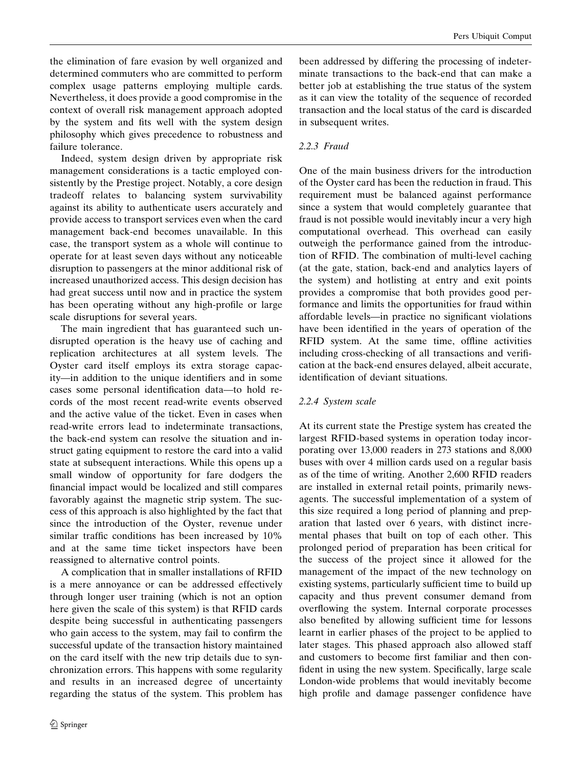the elimination of fare evasion by well organized and determined commuters who are committed to perform complex usage patterns employing multiple cards. Nevertheless, it does provide a good compromise in the context of overall risk management approach adopted by the system and fits well with the system design philosophy which gives precedence to robustness and failure tolerance.

Indeed, system design driven by appropriate risk management considerations is a tactic employed consistently by the Prestige project. Notably, a core design tradeoff relates to balancing system survivability against its ability to authenticate users accurately and provide access to transport services even when the card management back-end becomes unavailable. In this case, the transport system as a whole will continue to operate for at least seven days without any noticeable disruption to passengers at the minor additional risk of increased unauthorized access. This design decision has had great success until now and in practice the system has been operating without any high-profile or large scale disruptions for several years.

The main ingredient that has guaranteed such undisrupted operation is the heavy use of caching and replication architectures at all system levels. The Oyster card itself employs its extra storage capacity—in addition to the unique identifiers and in some cases some personal identification data—to hold records of the most recent read-write events observed and the active value of the ticket. Even in cases when read-write errors lead to indeterminate transactions, the back-end system can resolve the situation and instruct gating equipment to restore the card into a valid state at subsequent interactions. While this opens up a small window of opportunity for fare dodgers the financial impact would be localized and still compares favorably against the magnetic strip system. The success of this approach is also highlighted by the fact that since the introduction of the Oyster, revenue under similar traffic conditions has been increased by 10% and at the same time ticket inspectors have been reassigned to alternative control points.

A complication that in smaller installations of RFID is a mere annoyance or can be addressed effectively through longer user training (which is not an option here given the scale of this system) is that RFID cards despite being successful in authenticating passengers who gain access to the system, may fail to confirm the successful update of the transaction history maintained on the card itself with the new trip details due to synchronization errors. This happens with some regularity and results in an increased degree of uncertainty regarding the status of the system. This problem has been addressed by differing the processing of indeterminate transactions to the back-end that can make a better job at establishing the true status of the system as it can view the totality of the sequence of recorded transaction and the local status of the card is discarded in subsequent writes.

### 2.2.3 Fraud

One of the main business drivers for the introduction of the Oyster card has been the reduction in fraud. This requirement must be balanced against performance since a system that would completely guarantee that fraud is not possible would inevitably incur a very high computational overhead. This overhead can easily outweigh the performance gained from the introduction of RFID. The combination of multi-level caching (at the gate, station, back-end and analytics layers of the system) and hotlisting at entry and exit points provides a compromise that both provides good performance and limits the opportunities for fraud within affordable levels—in practice no significant violations have been identified in the years of operation of the RFID system. At the same time, offline activities including cross-checking of all transactions and verification at the back-end ensures delayed, albeit accurate, identification of deviant situations.

### 2.2.4 System scale

At its current state the Prestige system has created the largest RFID-based systems in operation today incorporating over 13,000 readers in 273 stations and 8,000 buses with over 4 million cards used on a regular basis as of the time of writing. Another 2,600 RFID readers are installed in external retail points, primarily newsagents. The successful implementation of a system of this size required a long period of planning and preparation that lasted over 6 years, with distinct incremental phases that built on top of each other. This prolonged period of preparation has been critical for the success of the project since it allowed for the management of the impact of the new technology on existing systems, particularly sufficient time to build up capacity and thus prevent consumer demand from overflowing the system. Internal corporate processes also benefited by allowing sufficient time for lessons learnt in earlier phases of the project to be applied to later stages. This phased approach also allowed staff and customers to become first familiar and then confident in using the new system. Specifically, large scale London-wide problems that would inevitably become high profile and damage passenger confidence have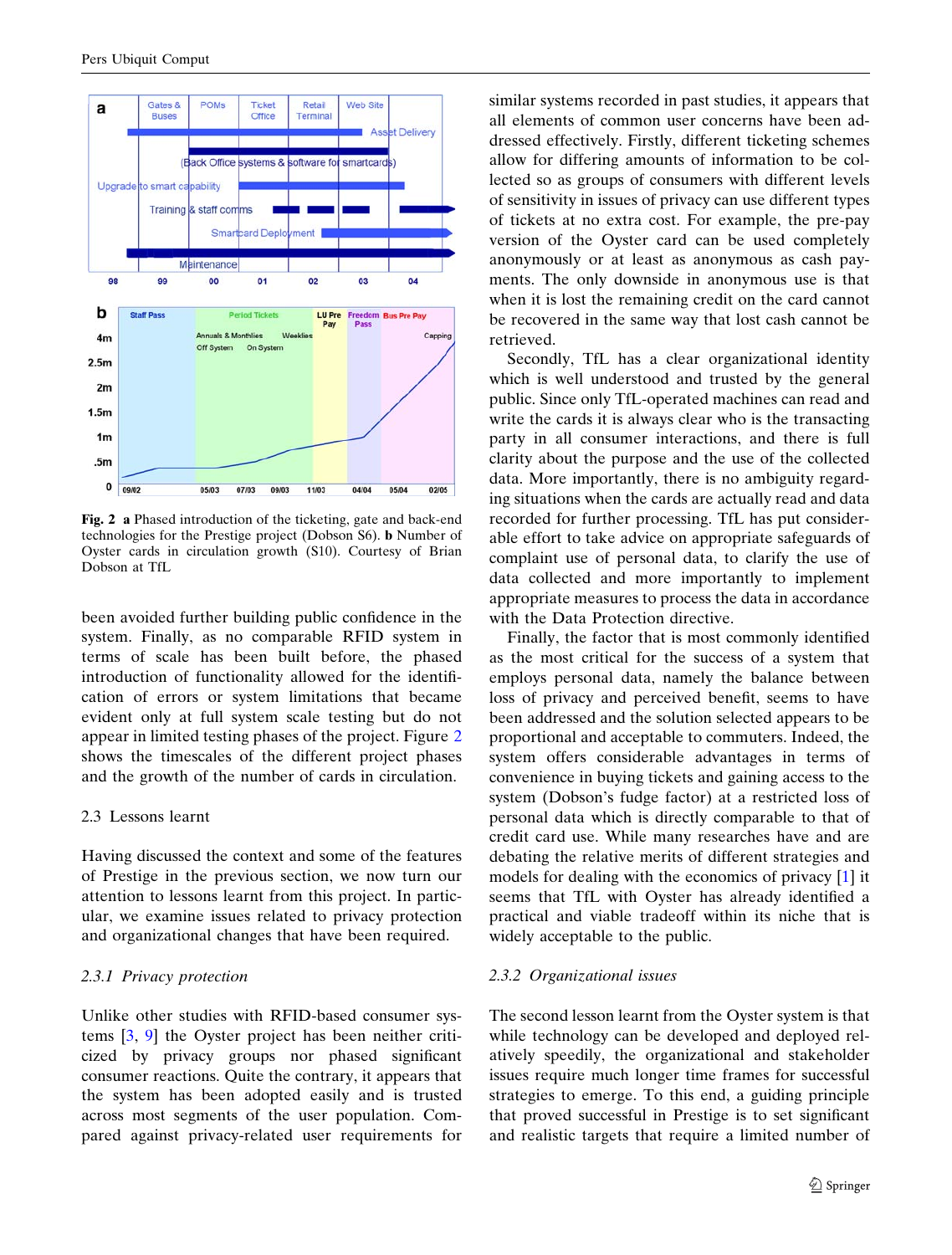Fig. 2 **a** Phased introduction of the ticketing, gate and back-end technologies for the Prestige project (Dobson S6). **b** Number of Oyster cards in circulation growth (S10). Courtesy of Brian Dobson at TfL

been avoided further building public confidence in the system. Finally, as no comparable RFID system in terms of scale has been built before, the phased introduction of functionality allowed for the identification of errors or system limitations that became evident only at full system scale testing but do not appear in limited testing phases of the project. Figure 2 shows the timescales of the different project phases and the growth of the number of cards in circulation.

## 2.3 Lessons learnt

Having discussed the context and some of the features of Prestige in the previous section, we now turn our attention to lessons learnt from this project. In particular, we examine issues related to privacy protection and organizational changes that have been required.

### *2.3.1 Privacy protection*

Unlike other studies with RFID-based consumer systems [3, 9] the Oyster project has been neither criticized by privacy groups nor phased significant consumer reactions. Quite the contrary, it appears that the system has been adopted easily and is trusted across most segments of the user population. Compared against privacy-related user requirements for similar systems recorded in past studies, it appears that all elements of common user concerns have been addressed effectively. Firstly, different ticketing schemes allow for differing amounts of information to be collected so as groups of consumers with different levels of sensitivity in issues of privacy can use different types of tickets at no extra cost. For example, the pre-pay version of the Oyster card can be used completely anonymously or at least as anonymous as cash payments. The only downside in anonymous use is that when it is lost the remaining credit on the card cannot be recovered in the same way that lost cash cannot be retrieved.

Secondly, TfL has a clear organizational identity which is well understood and trusted by the general public. Since only TfL-operated machines can read and write the cards it is always clear who is the transacting party in all consumer interactions, and there is full clarity about the purpose and the use of the collected data. More importantly, there is no ambiguity regarding situations when the cards are actually read and data recorded for further processing. TfL has put considerable effort to take advice on appropriate safeguards of complaint use of personal data, to clarify the use of data collected and more importantly to implement appropriate measures to process the data in accordance with the Data Protection directive.

Finally, the factor that is most commonly identified as the most critical for the success of a system that employs personal data, namely the balance between loss of privacy and perceived benefit, seems to have been addressed and the solution selected appears to be proportional and acceptable to commuters. Indeed, the system offers considerable advantages in terms of convenience in buying tickets and gaining access to the system (Dobson's fudge factor) at a restricted loss of personal data which is directly comparable to that of credit card use. While many researches have and are debating the relative merits of different strategies and models for dealing with the economics of privacy [1] it seems that TfL with Oyster has already identified a practical and viable tradeoff within its niche that is widely acceptable to the public.

### *2.3.2 Organizational issues*

The second lesson learnt from the Oyster system is that while technology can be developed and deployed relatively speedily, the organizational and stakeholder issues require much longer time frames for successful strategies to emerge. To this end, a guiding principle that proved successful in Prestige is to set significant and realistic targets that require a limited number of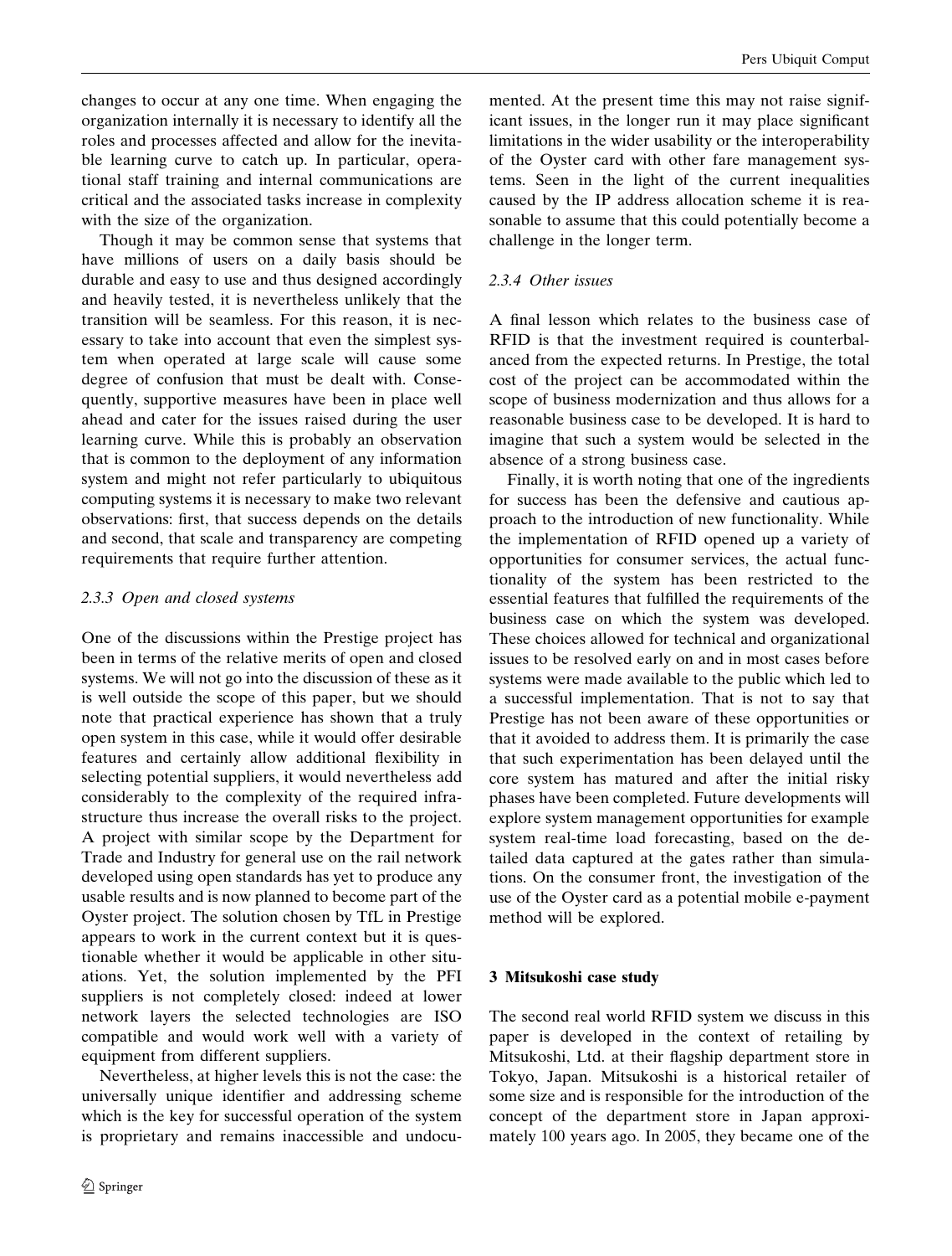changes to occur at any one time. When engaging the organization internally it is necessary to identify all the roles and processes affected and allow for the inevitable learning curve to catch up. In particular, operational staff training and internal communications are critical and the associated tasks increase in complexity with the size of the organization.

Though it may be common sense that systems that have millions of users on a daily basis should be durable and easy to use and thus designed accordingly and heavily tested, it is nevertheless unlikely that the transition will be seamless. For this reason, it is necessary to take into account that even the simplest system when operated at large scale will cause some degree of confusion that must be dealt with. Consequently, supportive measures have been in place well ahead and cater for the issues raised during the user learning curve. While this is probably an observation that is common to the deployment of any information system and might not refer particularly to ubiquitous computing systems it is necessary to make two relevant observations: first, that success depends on the details and second, that scale and transparency are competing requirements that require further attention.

#### 2.3.3 Open and closed systems

One of the discussions within the Prestige project has been in terms of the relative merits of open and closed systems. We will not go into the discussion of these as it is well outside the scope of this paper, but we should note that practical experience has shown that a truly open system in this case, while it would offer desirable features and certainly allow additional flexibility in selecting potential suppliers, it would nevertheless add considerably to the complexity of the required infrastructure thus increase the overall risks to the project. A project with similar scope by the Department for Trade and Industry for general use on the rail network developed using open standards has yet to produce any usable results and is now planned to become part of the Oyster project. The solution chosen by TfL in Prestige appears to work in the current context but it is questionable whether it would be applicable in other situations. Yet, the solution implemented by the PFI suppliers is not completely closed: indeed at lower network layers the selected technologies are ISO compatible and would work well with a variety of equipment from different suppliers.

Nevertheless, at higher levels this is not the case: the universally unique identifier and addressing scheme which is the key for successful operation of the system is proprietary and remains inaccessible and undocumented. At the present time this may not raise significant issues, in the longer run it may place significant limitations in the wider usability or the interoperability of the Oyster card with other fare management systems. Seen in the light of the current inequalities caused by the IP address allocation scheme it is reasonable to assume that this could potentially become a challenge in the longer term.

#### 2.3.4 Other issues

A final lesson which relates to the business case of RFID is that the investment required is counterbalanced from the expected returns. In Prestige, the total cost of the project can be accommodated within the scope of business modernization and thus allows for a reasonable business case to be developed. It is hard to imagine that such a system would be selected in the absence of a strong business case.

Finally, it is worth noting that one of the ingredients for success has been the defensive and cautious approach to the introduction of new functionality. While the implementation of RFID opened up a variety of opportunities for consumer services, the actual functionality of the system has been restricted to the essential features that fulfilled the requirements of the business case on which the system was developed. These choices allowed for technical and organizational issues to be resolved early on and in most cases before systems were made available to the public which led to a successful implementation. That is not to say that Prestige has not been aware of these opportunities or that it avoided to address them. It is primarily the case that such experimentation has been delayed until the core system has matured and after the initial risky phases have been completed. Future developments will explore system management opportunities for example system real-time load forecasting, based on the detailed data captured at the gates rather than simulations. On the consumer front, the investigation of the use of the Oyster card as a potential mobile e-payment method will be explored.

## 3 Mitsukoshi case study

The second real world RFID system we discuss in this paper is developed in the context of retailing by Mitsukoshi, Ltd. at their flagship department store in Tokyo, Japan. Mitsukoshi is a historical retailer of some size and is responsible for the introduction of the concept of the department store in Japan approximately 100 years ago. In 2005, they became one of the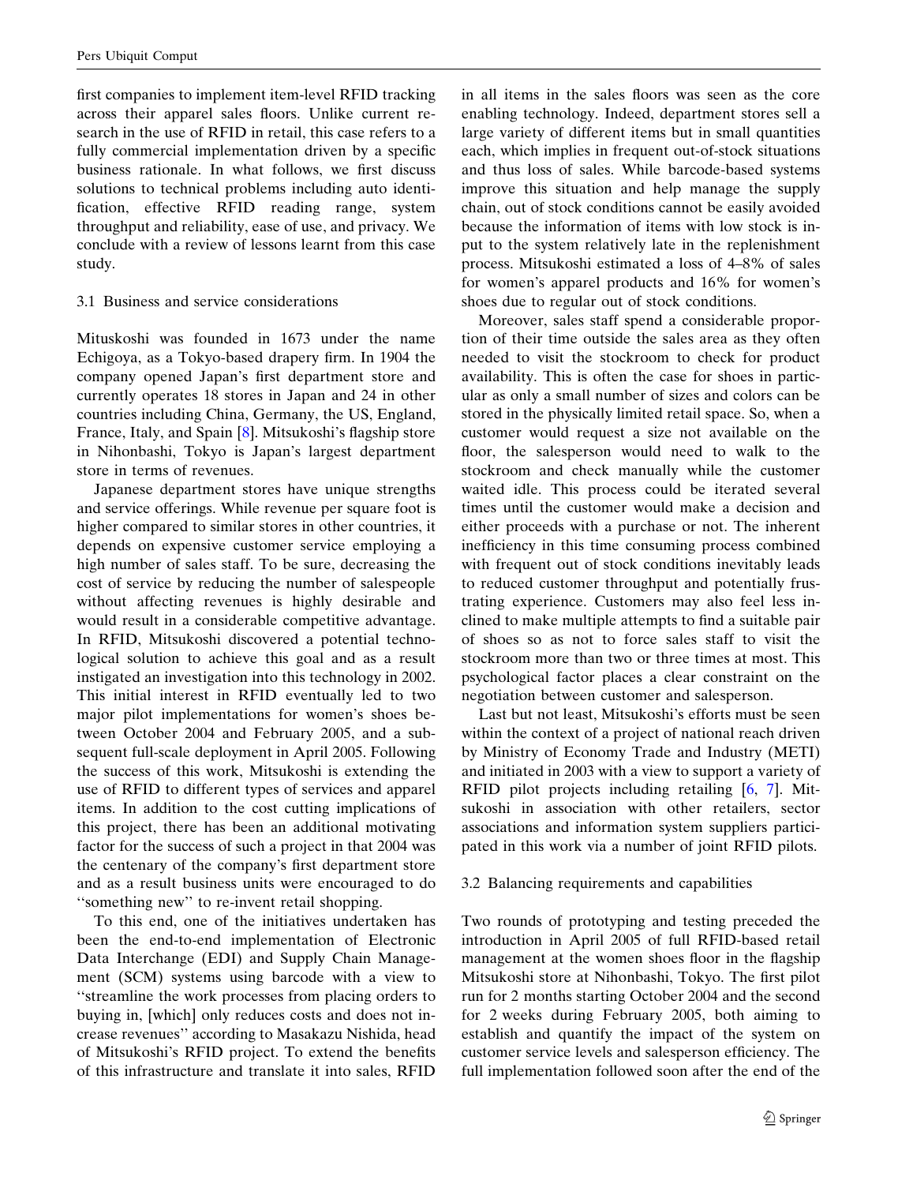first companies to implement item-level RFID tracking across their apparel sales floors. Unlike current research in the use of RFID in retail, this case refers to a fully commercial implementation driven by a specific business rationale. In what follows, we first discuss solutions to technical problems including auto identification, effective RFID reading range, system throughput and reliability, ease of use, and privacy. We conclude with a review of lessons learnt from this case study.

### 3.1 Business and service considerations

Mituskoshi was founded in 1673 under the name Echigoya, as a Tokyo-based drapery firm. In 1904 the company opened Japan's first department store and currently operates 18 stores in Japan and 24 in other countries including China, Germany, the US, England, France, Italy, and Spain [8]. Mitsukoshi's flagship store in Nihonbashi, Tokyo is Japan's largest department store in terms of revenues.

Japanese department stores have unique strengths and service offerings. While revenue per square foot is higher compared to similar stores in other countries, it depends on expensive customer service employing a high number of sales staff. To be sure, decreasing the cost of service by reducing the number of salespeople without affecting revenues is highly desirable and would result in a considerable competitive advantage. In RFID, Mitsukoshi discovered a potential technological solution to achieve this goal and as a result instigated an investigation into this technology in 2002. This initial interest in RFID eventually led to two major pilot implementations for women's shoes between October 2004 and February 2005, and a subsequent full-scale deployment in April 2005. Following the success of this work, Mitsukoshi is extending the use of RFID to different types of services and apparel items. In addition to the cost cutting implications of this project, there has been an additional motivating factor for the success of such a project in that 2004 was the centenary of the company's first department store and as a result business units were encouraged to do ''something new'' to re-invent retail shopping.

To this end, one of the initiatives undertaken has been the end-to-end implementation of Electronic Data Interchange (EDI) and Supply Chain Management (SCM) systems using barcode with a view to ''streamline the work processes from placing orders to buying in, [which] only reduces costs and does not increase revenues'' according to Masakazu Nishida, head of Mitsukoshi's RFID project. To extend the benefits of this infrastructure and translate it into sales, RFID in all items in the sales floors was seen as the core enabling technology. Indeed, department stores sell a large variety of different items but in small quantities each, which implies in frequent out-of-stock situations and thus loss of sales. While barcode-based systems improve this situation and help manage the supply chain, out of stock conditions cannot be easily avoided because the information of items with low stock is input to the system relatively late in the replenishment process. Mitsukoshi estimated a loss of 4–8% of sales for women's apparel products and 16% for women's shoes due to regular out of stock conditions.

Moreover, sales staff spend a considerable proportion of their time outside the sales area as they often needed to visit the stockroom to check for product availability. This is often the case for shoes in particular as only a small number of sizes and colors can be stored in the physically limited retail space. So, when a customer would request a size not available on the floor, the salesperson would need to walk to the stockroom and check manually while the customer waited idle. This process could be iterated several times until the customer would make a decision and either proceeds with a purchase or not. The inherent inefficiency in this time consuming process combined with frequent out of stock conditions inevitably leads to reduced customer throughput and potentially frustrating experience. Customers may also feel less inclined to make multiple attempts to find a suitable pair of shoes so as not to force sales staff to visit the stockroom more than two or three times at most. This psychological factor places a clear constraint on the negotiation between customer and salesperson.

Last but not least, Mitsukoshi's efforts must be seen within the context of a project of national reach driven by Ministry of Economy Trade and Industry (METI) and initiated in 2003 with a view to support a variety of RFID pilot projects including retailing [6, 7]. Mitsukoshi in association with other retailers, sector associations and information system suppliers participated in this work via a number of joint RFID pilots.

### 3.2 Balancing requirements and capabilities

Two rounds of prototyping and testing preceded the introduction in April 2005 of full RFID-based retail management at the women shoes floor in the flagship Mitsukoshi store at Nihonbashi, Tokyo. The first pilot run for 2 months starting October 2004 and the second for 2 weeks during February 2005, both aiming to establish and quantify the impact of the system on customer service levels and salesperson efficiency. The full implementation followed soon after the end of the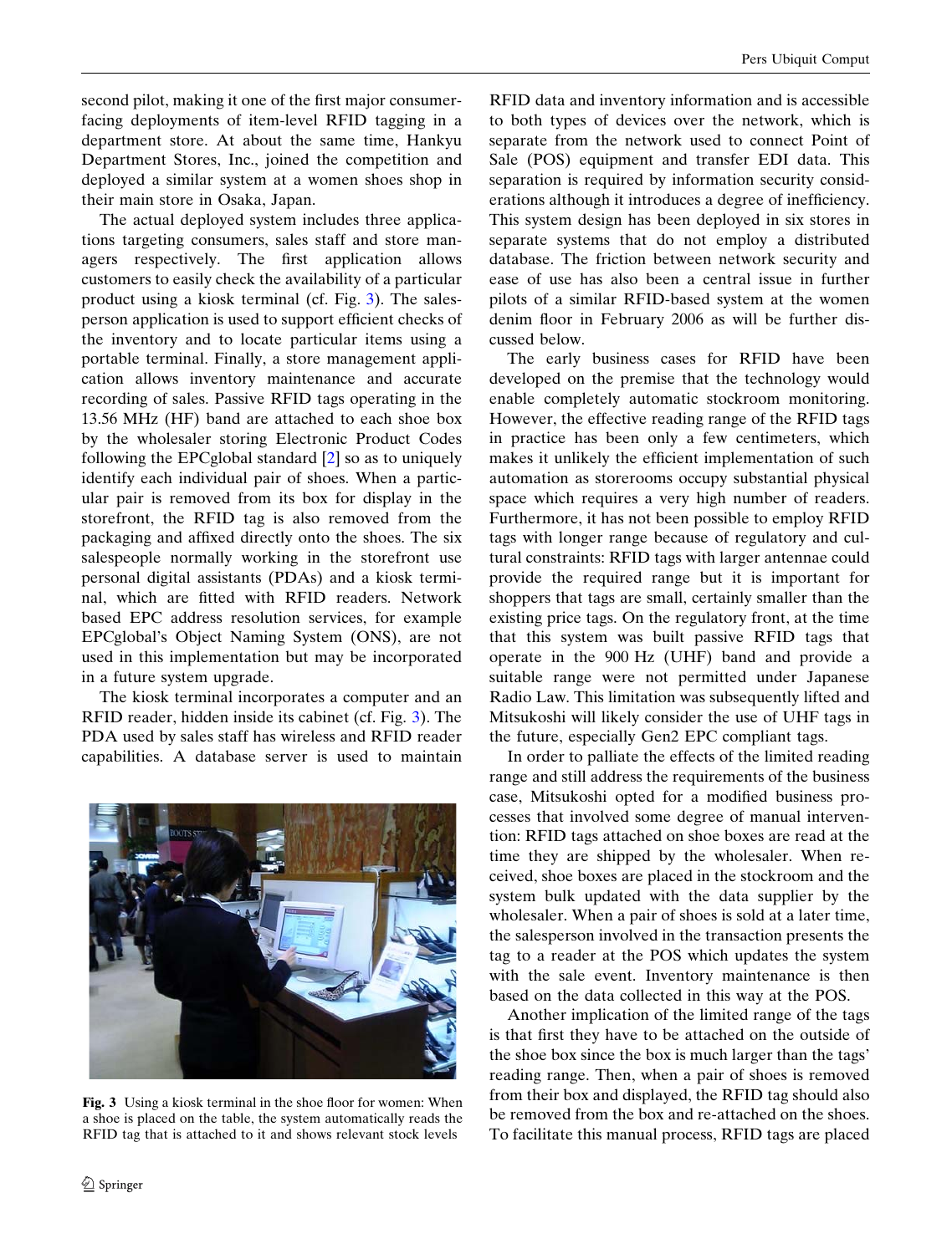second pilot, making it one of the first major consumer-facing deployments of item-level RFID tagging in a department store. At about the same time, Hankyu Department Stores, Inc., joined the competition and deployed a similar system at a women shoes shop in their main store in Osaka, Japan.

The actual deployed system includes three applications targeting consumers, sales staff and store managers respectively. The first application allows customers to easily check the availability of a particular product using a kiosk terminal (cf. Fig. 3). The salesperson application is used to support efficient checks of the inventory and to locate particular items using a portable terminal. Finally, a store management application allows inventory maintenance and accurate recording of sales. Passive RFID tags operating in the 13.56 MHz (HF) band are attached to each shoe box by the wholesaler storing Electronic Product Codes following the EPCglobal standard [2] so as to uniquely identify each individual pair of shoes. When a particular pair is removed from its box for display in the storefront, the RFID tag is also removed from the packaging and affixed directly onto the shoes. The six salespeople normally working in the storefront use personal digital assistants (PDAs) and a kiosk terminal, which are fitted with RFID readers. Network based EPC address resolution services, for example EPCglobal's Object Naming System (ONS), are not used in this implementation but may be incorporated in a future system upgrade.

The kiosk terminal incorporates a computer and an RFID reader, hidden inside its cabinet (cf. Fig. 3). The PDA used by sales staff has wireless and RFID reader capabilities. A database server is used to maintain RFID data and inventory information and is accessible to both types of devices over the network, which is separate from the network used to connect Point of Sale (POS) equipment and transfer EDI data. This separation is required by information security considerations although it introduces a degree of inefficiency. This system design has been deployed in six stores in separate systems that do not employ a distributed database. The friction between network security and ease of use has also been a central issue in further pilots of a similar RFID-based system at the women denim floor in February 2006 as will be further discussed below.

**Fig. 3** Using a kiosk terminal in the shoe floor for women: When a shoe is placed on the table, the system automatically reads the RFID tag that is attached to it and shows relevant stock levels

The early business cases for RFID have been developed on the premise that the technology would enable completely automatic stockroom monitoring. However, the effective reading range of the RFID tags in practice has been only a few centimeters, which makes it unlikely the efficient implementation of such automation as storerooms occupy substantial physical space which requires a very high number of readers. Furthermore, it has not been possible to employ RFID tags with longer range because of regulatory and cultural constraints: RFID tags with larger antennae could provide the required range but it is important for shoppers that tags are small, certainly smaller than the existing price tags. On the regulatory front, at the time that this system was built passive RFID tags that operate in the 900 Hz (UHF) band and provide a suitable range were not permitted under Japanese Radio Law. This limitation was subsequently lifted and Mitsukoshi will likely consider the use of UHF tags in the future, especially Gen2 EPC compliant tags.

In order to palliate the effects of the limited reading range and still address the requirements of the business case, Mitsukoshi opted for a modified business processes that involved some degree of manual intervention: RFID tags attached on shoe boxes are read at the time they are shipped by the wholesaler. When received, shoe boxes are placed in the stockroom and the system bulk updated with the data supplier by the wholesaler. When a pair of shoes is sold at a later time, the salesperson involved in the transaction presents the tag to a reader at the POS which updates the system with the sale event. Inventory maintenance is then based on the data collected in this way at the POS.

Another implication of the limited range of the tags is that first they have to be attached on the outside of the shoe box since the box is much larger than the tags' reading range. Then, when a pair of shoes is removed from their box and displayed, the RFID tag should also be removed from the box and re-attached on the shoes. To facilitate this manual process, RFID tags are placed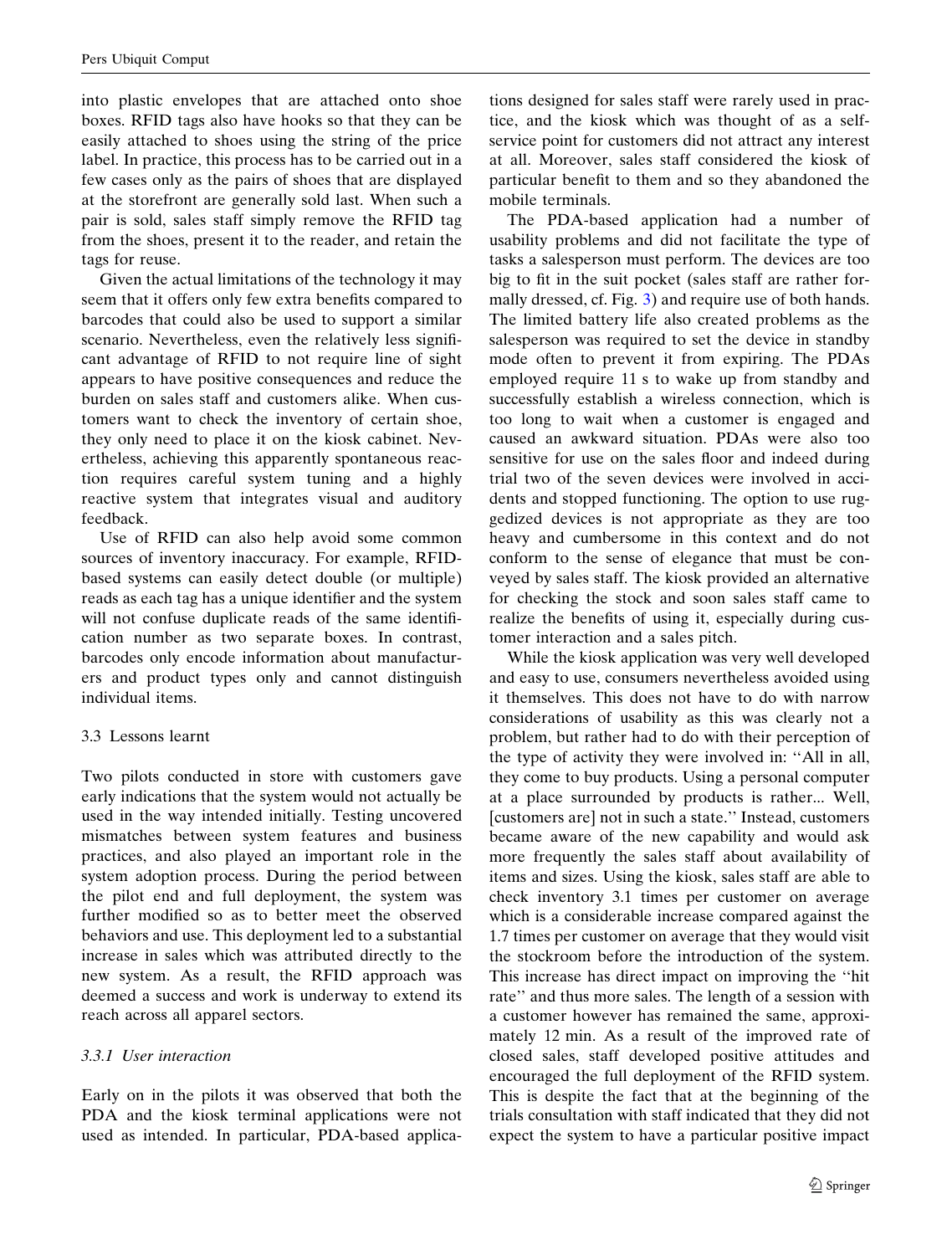into plastic envelopes that are attached onto shoe boxes. RFID tags also have hooks so that they can be easily attached to shoes using the string of the price label. In practice, this process has to be carried out in a few cases only as the pairs of shoes that are displayed at the storefront are generally sold last. When such a pair is sold, sales staff simply remove the RFID tag from the shoes, present it to the reader, and retain the tags for reuse.

Given the actual limitations of the technology it may seem that it offers only few extra benefits compared to barcodes that could also be used to support a similar scenario. Nevertheless, even the relatively less significant advantage of RFID to not require line of sight appears to have positive consequences and reduce the burden on sales staff and customers alike. When customers want to check the inventory of certain shoe, they only need to place it on the kiosk cabinet. Nevertheless, achieving this apparently spontaneous reaction requires careful system tuning and a highly reactive system that integrates visual and auditory feedback.

Use of RFID can also help avoid some common sources of inventory inaccuracy. For example, RFID-based systems can easily detect double (or multiple) reads as each tag has a unique identifier and the system will not confuse duplicate reads of the same identification number as two separate boxes. In contrast, barcodes only encode information about manufacturers and product types only and cannot distinguish individual items.

### 3.3 Lessons learnt

Two pilots conducted in store with customers gave early indications that the system would not actually be used in the way intended initially. Testing uncovered mismatches between system features and business practices, and also played an important role in the system adoption process. During the period between the pilot end and full deployment, the system was further modified so as to better meet the observed behaviors and use. This deployment led to a substantial increase in sales which was attributed directly to the new system. As a result, the RFID approach was deemed a success and work is underway to extend its reach across all apparel sectors.

#### *3.3.1 User interaction*

Early on in the pilots it was observed that both the PDA and the kiosk terminal applications were not used as intended. In particular, PDA-based applications designed for sales staff were rarely used in practice, and the kiosk which was thought of as a self-service point for customers did not attract any interest at all. Moreover, sales staff considered the kiosk of particular benefit to them and so they abandoned the mobile terminals.

The PDA-based application had a number of usability problems and did not facilitate the type of tasks a salesperson must perform. The devices are too big to fit in the suit pocket (sales staff are rather formally dressed, cf. Fig. 3) and require use of both hands. The limited battery life also created problems as the salesperson was required to set the device in standby mode often to prevent it from expiring. The PDAs employed require 11 s to wake up from standby and successfully establish a wireless connection, which is too long to wait when a customer is engaged and caused an awkward situation. PDAs were also too sensitive for use on the sales floor and indeed during trial two of the seven devices were involved in accidents and stopped functioning. The option to use ruggedized devices is not appropriate as they are too heavy and cumbersome in this context and do not conform to the sense of elegance that must be conveyed by sales staff. The kiosk provided an alternative for checking the stock and soon sales staff came to realize the benefits of using it, especially during customer interaction and a sales pitch.

While the kiosk application was very well developed and easy to use, consumers nevertheless avoided using it themselves. This does not have to do with narrow considerations of usability as this was clearly not a problem, but rather had to do with their perception of the type of activity they were involved in: ''All in all, they come to buy products. Using a personal computer at a place surrounded by products is rather... Well, [customers are] not in such a state.'' Instead, customers became aware of the new capability and would ask more frequently the sales staff about availability of items and sizes. Using the kiosk, sales staff are able to check inventory 3.1 times per customer on average which is a considerable increase compared against the 1.7 times per customer on average that they would visit the stockroom before the introduction of the system. This increase has direct impact on improving the ''hit rate'' and thus more sales. The length of a session with a customer however has remained the same, approximately 12 min. As a result of the improved rate of closed sales, staff developed positive attitudes and encouraged the full deployment of the RFID system. This is despite the fact that at the beginning of the trials consultation with staff indicated that they did not expect the system to have a particular positive impact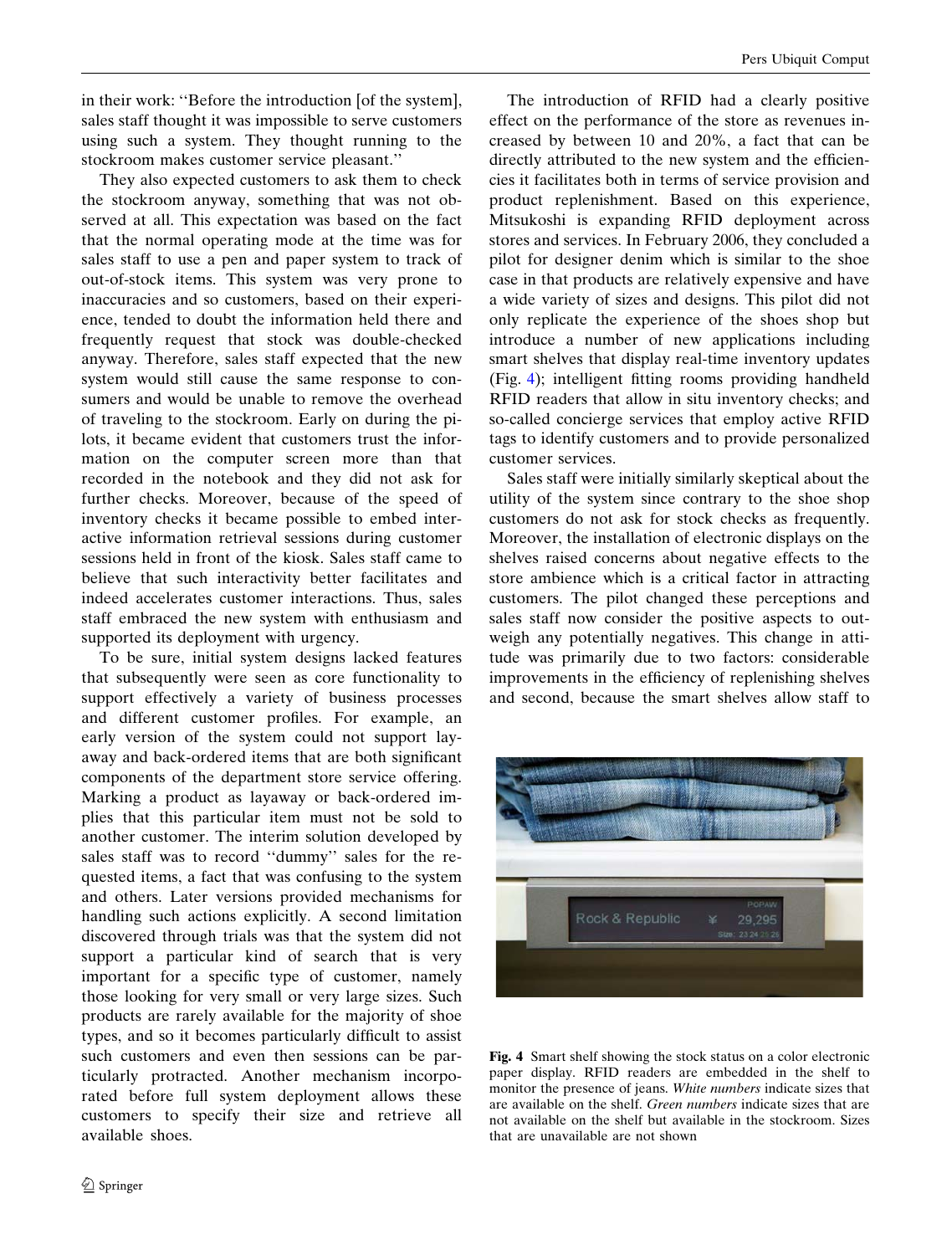in their work: ''Before the introduction [of the system], sales staff thought it was impossible to serve customers using such a system. They thought running to the stockroom makes customer service pleasant.''

They also expected customers to ask them to check the stockroom anyway, something that was not observed at all. This expectation was based on the fact that the normal operating mode at the time was for sales staff to use a pen and paper system to track of out-of-stock items. This system was very prone to inaccuracies and so customers, based on their experience, tended to doubt the information held there and frequently request that stock was double-checked anyway. Therefore, sales staff expected that the new system would still cause the same response to consumers and would be unable to remove the overhead of traveling to the stockroom. Early on during the pilots, it became evident that customers trust the information on the computer screen more than that recorded in the notebook and they did not ask for further checks. Moreover, because of the speed of inventory checks it became possible to embed interactive information retrieval sessions during customer sessions held in front of the kiosk. Sales staff came to believe that such interactivity better facilitates and indeed accelerates customer interactions. Thus, sales staff embraced the new system with enthusiasm and supported its deployment with urgency.

To be sure, initial system designs lacked features that subsequently were seen as core functionality to support effectively a variety of business processes and different customer profiles. For example, an early version of the system could not support layaway and back-ordered items that are both significant components of the department store service offering. Marking a product as layaway or back-ordered implies that this particular item must not be sold to another customer. The interim solution developed by sales staff was to record ''dummy'' sales for the requested items, a fact that was confusing to the system and others. Later versions provided mechanisms for handling such actions explicitly. A second limitation discovered through trials was that the system did not support a particular kind of search that is very important for a specific type of customer, namely those looking for very small or very large sizes. Such products are rarely available for the majority of shoe types, and so it becomes particularly difficult to assist such customers and even then sessions can be particularly protracted. Another mechanism incorporated before full system deployment allows these customers to specify their size and retrieve all available shoes.

The introduction of RFID had a clearly positive effect on the performance of the store as revenues increased by between 10 and 20%, a fact that can be directly attributed to the new system and the efficiencies it facilitates both in terms of service provision and product replenishment. Based on this experience, Mitsukoshi is expanding RFID deployment across stores and services. In February 2006, they concluded a pilot for designer denim which is similar to the shoe case in that products are relatively expensive and have a wide variety of sizes and designs. This pilot did not only replicate the experience of the shoes shop but introduce a number of new applications including smart shelves that display real-time inventory updates (Fig. 4); intelligent fitting rooms providing handheld RFID readers that allow in situ inventory checks; and so-called concierge services that employ active RFID tags to identify customers and to provide personalized customer services.

Sales staff were initially similarly skeptical about the utility of the system since contrary to the shoe shop customers do not ask for stock checks as frequently. Moreover, the installation of electronic displays on the shelves raised concerns about negative effects to the store ambience which is a critical factor in attracting customers. The pilot changed these perceptions and sales staff now consider the positive aspects to outweigh any potentially negatives. This change in attitude was primarily due to two factors: considerable improvements in the efficiency of replenishing shelves and second, because the smart shelves allow staff to

**Fig. 4** Smart shelf showing the stock status on a color electronic paper display. RFID readers are embedded in the shelf to monitor the presence of jeans. *White numbers* indicate sizes that are available on the shelf. *Green numbers* indicate sizes that are not available on the shelf but available in the stockroom. Sizes that are unavailable are not shown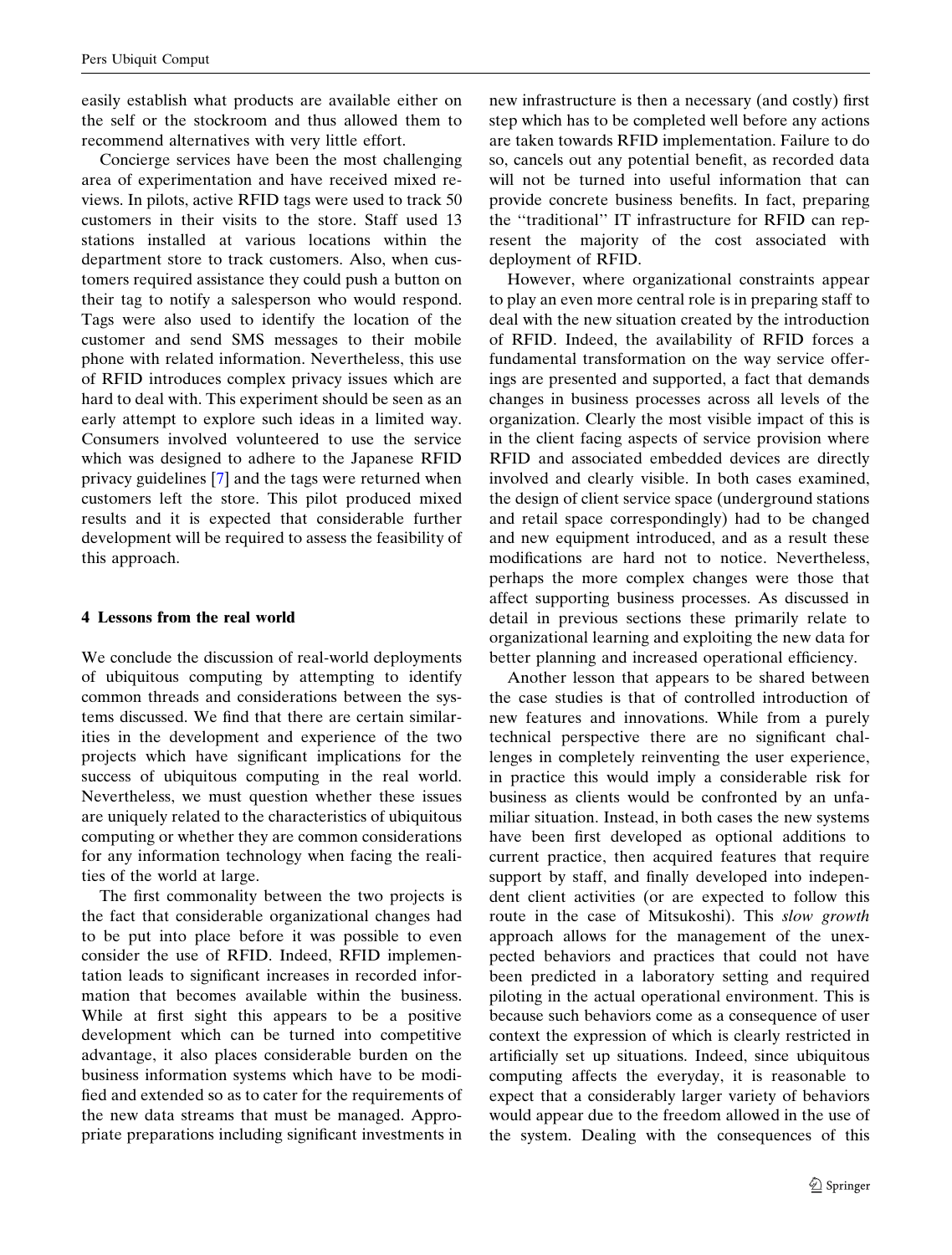easily establish what products are available either on the self or the stockroom and thus allowed them to recommend alternatives with very little effort.

Concierge services have been the most challenging area of experimentation and have received mixed reviews. In pilots, active RFID tags were used to track 50 customers in their visits to the store. Staff used 13 stations installed at various locations within the department store to track customers. Also, when customers required assistance they could push a button on their tag to notify a salesperson who would respond. Tags were also used to identify the location of the customer and send SMS messages to their mobile phone with related information. Nevertheless, this use of RFID introduces complex privacy issues which are hard to deal with. This experiment should be seen as an early attempt to explore such ideas in a limited way. Consumers involved volunteered to use the service which was designed to adhere to the Japanese RFID privacy guidelines [7] and the tags were returned when customers left the store. This pilot produced mixed results and it is expected that considerable further development will be required to assess the feasibility of this approach.

## 4 Lessons from the real world

We conclude the discussion of real-world deployments of ubiquitous computing by attempting to identify common threads and considerations between the systems discussed. We find that there are certain similarities in the development and experience of the two projects which have significant implications for the success of ubiquitous computing in the real world. Nevertheless, we must question whether these issues are uniquely related to the characteristics of ubiquitous computing or whether they are common considerations for any information technology when facing the realities of the world at large.

The first commonality between the two projects is the fact that considerable organizational changes had to be put into place before it was possible to even consider the use of RFID. Indeed, RFID implementation leads to significant increases in recorded information that becomes available within the business. While at first sight this appears to be a positive development which can be turned into competitive advantage, it also places considerable burden on the business information systems which have to be modified and extended so as to cater for the requirements of the new data streams that must be managed. Appropriate preparations including significant investments in new infrastructure is then a necessary (and costly) first step which has to be completed well before any actions are taken towards RFID implementation. Failure to do so, cancels out any potential benefit, as recorded data will not be turned into useful information that can provide concrete business benefits. In fact, preparing the ''traditional'' IT infrastructure for RFID can represent the majority of the cost associated with deployment of RFID.

However, where organizational constraints appear to play an even more central role is in preparing staff to deal with the new situation created by the introduction of RFID. Indeed, the availability of RFID forces a fundamental transformation on the way service offerings are presented and supported, a fact that demands changes in business processes across all levels of the organization. Clearly the most visible impact of this is in the client facing aspects of service provision where RFID and associated embedded devices are directly involved and clearly visible. In both cases examined, the design of client service space (underground stations and retail space correspondingly) had to be changed and new equipment introduced, and as a result these modifications are hard not to notice. Nevertheless, perhaps the more complex changes were those that affect supporting business processes. As discussed in detail in previous sections these primarily relate to organizational learning and exploiting the new data for better planning and increased operational efficiency.

Another lesson that appears to be shared between the case studies is that of controlled introduction of new features and innovations. While from a purely technical perspective there are no significant challenges in completely reinventing the user experience, in practice this would imply a considerable risk for business as clients would be confronted by an unfamiliar situation. Instead, in both cases the new systems have been first developed as optional additions to current practice, then acquired features that require support by staff, and finally developed into independent client activities (or are expected to follow this route in the case of Mitsukoshi). This *slow growth* approach allows for the management of the unexpected behaviors and practices that could not have been predicted in a laboratory setting and required piloting in the actual operational environment. This is because such behaviors come as a consequence of user context the expression of which is clearly restricted in artificially set up situations. Indeed, since ubiquitous computing affects the everyday, it is reasonable to expect that a considerably larger variety of behaviors would appear due to the freedom allowed in the use of the system. Dealing with the consequences of this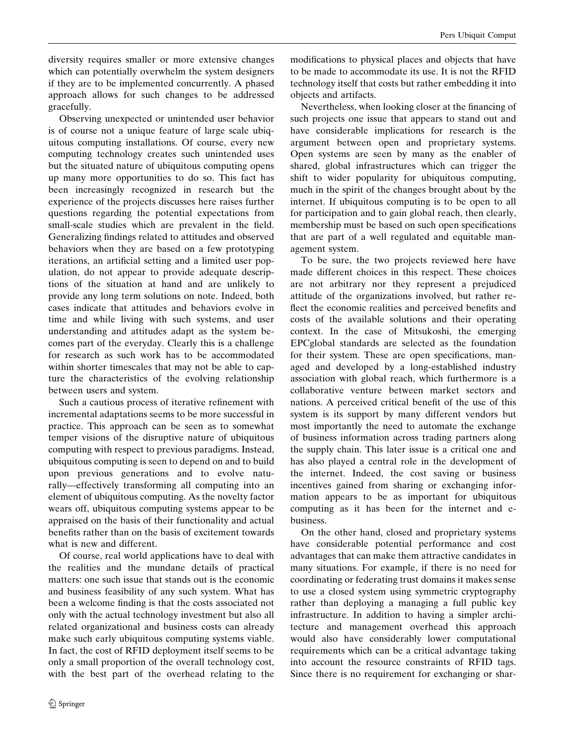diversity requires smaller or more extensive changes which can potentially overwhelm the system designers if they are to be implemented concurrently. A phased approach allows for such changes to be addressed gracefully.

Observing unexpected or unintended user behavior is of course not a unique feature of large scale ubiquitous computing installations. Of course, every new computing technology creates such unintended uses but the situated nature of ubiquitous computing opens up many more opportunities to do so. This fact has been increasingly recognized in research but the experience of the projects discusses here raises further questions regarding the potential expectations from small-scale studies which are prevalent in the field. Generalizing findings related to attitudes and observed behaviors when they are based on a few prototyping iterations, an artificial setting and a limited user population, do not appear to provide adequate descriptions of the situation at hand and are unlikely to provide any long term solutions on note. Indeed, both cases indicate that attitudes and behaviors evolve in time and while living with such systems, and user understanding and attitudes adapt as the system becomes part of the everyday. Clearly this is a challenge for research as such work has to be accommodated within shorter timescales that may not be able to capture the characteristics of the evolving relationship between users and system.

Such a cautious process of iterative refinement with incremental adaptations seems to be more successful in practice. This approach can be seen as to somewhat temper visions of the disruptive nature of ubiquitous computing with respect to previous paradigms. Instead, ubiquitous computing is seen to depend on and to build upon previous generations and to evolve naturally—effectively transforming all computing into an element of ubiquitous computing. As the novelty factor wears off, ubiquitous computing systems appear to be appraised on the basis of their functionality and actual benefits rather than on the basis of excitement towards what is new and different.

Of course, real world applications have to deal with the realities and the mundane details of practical matters: one such issue that stands out is the economic and business feasibility of any such system. What has been a welcome finding is that the costs associated not only with the actual technology investment but also all related organizational and business costs can already make such early ubiquitous computing systems viable. In fact, the cost of RFID deployment itself seems to be only a small proportion of the overall technology cost, with the best part of the overhead relating to the modifications to physical places and objects that have to be made to accommodate its use. It is not the RFID technology itself that costs but rather embedding it into objects and artifacts.

Nevertheless, when looking closer at the financing of such projects one issue that appears to stand out and have considerable implications for research is the argument between open and proprietary systems. Open systems are seen by many as the enabler of shared, global infrastructures which can trigger the shift to wider popularity for ubiquitous computing, much in the spirit of the changes brought about by the internet. If ubiquitous computing is to be open to all for participation and to gain global reach, then clearly, membership must be based on such open specifications that are part of a well regulated and equitable management system.

To be sure, the two projects reviewed here have made different choices in this respect. These choices are not arbitrary nor they represent a prejudiced attitude of the organizations involved, but rather reflect the economic realities and perceived benefits and costs of the available solutions and their operating context. In the case of Mitsukoshi, the emerging EPCglobal standards are selected as the foundation for their system. These are open specifications, managed and developed by a long-established industry association with global reach, which furthermore is a collaborative venture between market sectors and nations. A perceived critical benefit of the use of this system is its support by many different vendors but most importantly the need to automate the exchange of business information across trading partners along the supply chain. This later issue is a critical one and has also played a central role in the development of the internet. Indeed, the cost saving or business incentives gained from sharing or exchanging information appears to be as important for ubiquitous computing as it has been for the internet and e-business.

On the other hand, closed and proprietary systems have considerable potential performance and cost advantages that can make them attractive candidates in many situations. For example, if there is no need for coordinating or federating trust domains it makes sense to use a closed system using symmetric cryptography rather than deploying a managing a full public key infrastructure. In addition to having a simpler architecture and management overhead this approach would also have considerably lower computational requirements which can be a critical advantage taking into account the resource constraints of RFID tags. Since there is no requirement for exchanging or shar-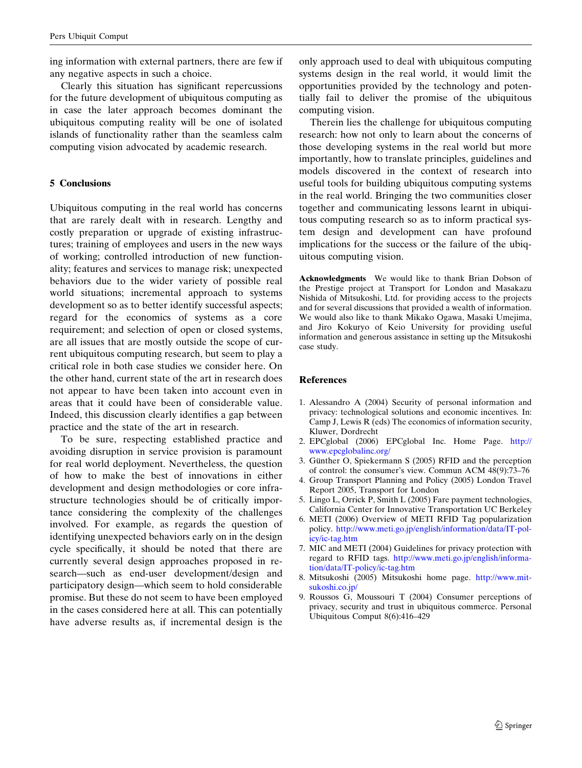ing information with external partners, there are few if any negative aspects in such a choice.

Clearly this situation has significant repercussions for the future development of ubiquitous computing as in case the later approach becomes dominant the ubiquitous computing reality will be one of isolated islands of functionality rather than the seamless calm computing vision advocated by academic research.

## 5 Conclusions

Ubiquitous computing in the real world has concerns that are rarely dealt with in research. Lengthy and costly preparation or upgrade of existing infrastructures; training of employees and users in the new ways of working; controlled introduction of new functionality; features and services to manage risk; unexpected behaviors due to the wider variety of possible real world situations; incremental approach to systems development so as to better identify successful aspects; regard for the economics of systems as a core requirement; and selection of open or closed systems, are all issues that are mostly outside the scope of current ubiquitous computing research, but seem to play a critical role in both case studies we consider here. On the other hand, current state of the art in research does not appear to have been taken into account even in areas that it could have been of considerable value. Indeed, this discussion clearly identifies a gap between practice and the state of the art in research.

To be sure, respecting established practice and avoiding disruption in service provision is paramount for real world deployment. Nevertheless, the question of how to make the best of innovations in either development and design methodologies or core infrastructure technologies should be of critically importance considering the complexity of the challenges involved. For example, as regards the question of identifying unexpected behaviors early on in the design cycle specifically, it should be noted that there are currently several design approaches proposed in research—such as end-user development/design and participatory design—which seem to hold considerable promise. But these do not seem to have been employed in the cases considered here at all. This can potentially have adverse results as, if incremental design is the only approach used to deal with ubiquitous computing systems design in the real world, it would limit the opportunities provided by the technology and potentially fail to deliver the promise of the ubiquitous computing vision.

Therein lies the challenge for ubiquitous computing research: how not only to learn about the concerns of those developing systems in the real world but more importantly, how to translate principles, guidelines and models discovered in the context of research into useful tools for building ubiquitous computing systems in the real world. Bringing the two communities closer together and communicating lessons learnt in ubiquitous computing research so as to inform practical system design and development can have profound implications for the success or the failure of the ubiquitous computing vision.

**Acknowledgments** We would like to thank Brian Dobson of the Prestige project at Transport for London and Masakazu Nishida of Mitsukoshi, Ltd. for providing access to the projects and for several discussions that provided a wealth of information. We would also like to thank Mikako Ogawa, Masaki Umejima, and Jiro Kokuryo of Keio University for providing useful information and generous assistance in setting up the Mitsukoshi case study.

## References

1. Alessandro A (2004) Security of personal information and privacy: technological solutions and economic incentives. In: Camp J, Lewis R (eds) The economics of information security, Kluwer, Dordrecht
2. EPCglobal (2006) EPCglobal Inc. Home Page. http://www.epcglobalinc.org/
3. Günther O, Spiekermann S (2005) RFID and the perception of control: the consumer's view. Commun ACM 48(9):73–76
4. Group Transport Planning and Policy (2005) London Travel Report 2005, Transport for London
5. Lingo L, Orrick P, Smith L (2005) Fare payment technologies, California Center for Innovative Transportation UC Berkeley
6. METI (2006) Overview of METI RFID Tag popularization policy. http://www.meti.go.jp/english/information/data/IT-policy/ic-tag.htm
7. MIC and METI (2004) Guidelines for privacy protection with regard to RFID tags. http://www.meti.go.jp/english/information/data/IT-policy/ic-tag.htm
8. Mitsukoshi (2005) Mitsukoshi home page. http://www.mitsukoshi.co.jp/
9. Roussos G, Moussouri T (2004) Consumer perceptions of privacy, security and trust in ubiquitous commerce. Personal Ubiquitous Comput 8(6):416–429